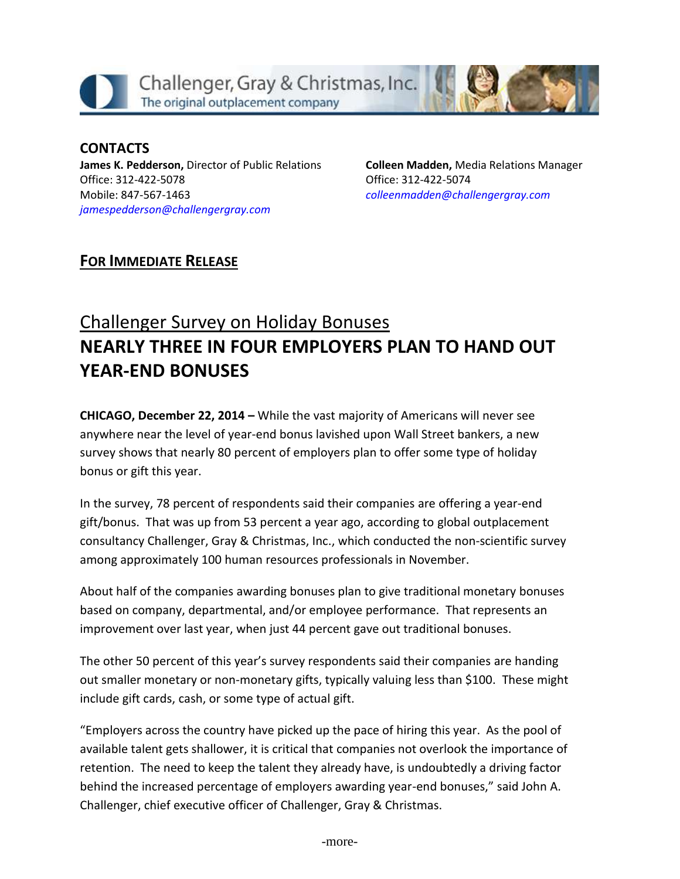Challenger, Gray & Christmas, Inc.
The original outplacement company

**CONTACTS**

**James K. Pedderson,** Director of Public Relations
Office: 312-422-5078
Mobile: 847-567-1463
*jamespedderson@challengergray.com*

**Colleen Madden,** Media Relations Manager
Office: 312-422-5074
*colleenmadden@challengergray.com*

**FOR IMMEDIATE RELEASE**

## Challenger Survey on Holiday Bonuses

# NEARLY THREE IN FOUR EMPLOYERS PLAN TO HAND OUT YEAR-END BONUSES

**CHICAGO, December 22, 2014 –** While the vast majority of Americans will never see anywhere near the level of year-end bonus lavished upon Wall Street bankers, a new survey shows that nearly 80 percent of employers plan to offer some type of holiday bonus or gift this year.

In the survey, 78 percent of respondents said their companies are offering a year-end gift/bonus. That was up from 53 percent a year ago, according to global outplacement consultancy Challenger, Gray & Christmas, Inc., which conducted the non-scientific survey among approximately 100 human resources professionals in November.

About half of the companies awarding bonuses plan to give traditional monetary bonuses based on company, departmental, and/or employee performance. That represents an improvement over last year, when just 44 percent gave out traditional bonuses.

The other 50 percent of this year's survey respondents said their companies are handing out smaller monetary or non-monetary gifts, typically valuing less than $100. These might include gift cards, cash, or some type of actual gift.

"Employers across the country have picked up the pace of hiring this year. As the pool of available talent gets shallower, it is critical that companies not overlook the importance of retention. The need to keep the talent they already have, is undoubtedly a driving factor behind the increased percentage of employers awarding year-end bonuses," said John A. Challenger, chief executive officer of Challenger, Gray & Christmas.

-more-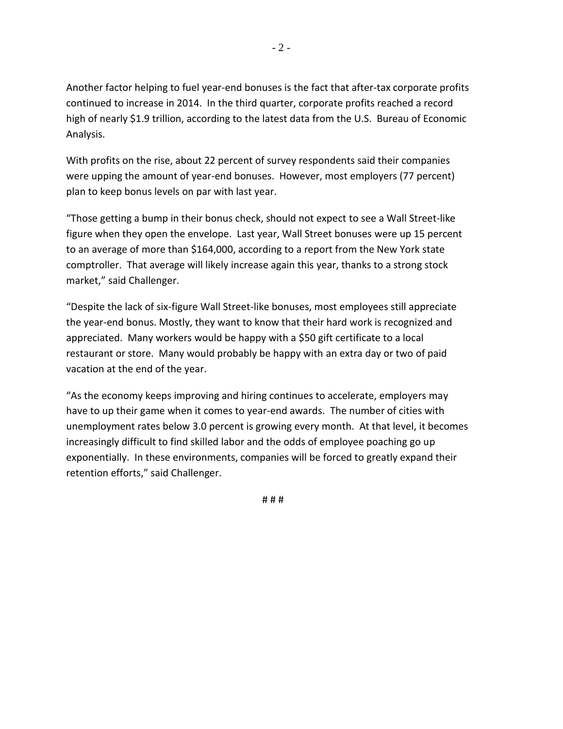Another factor helping to fuel year-end bonuses is the fact that after-tax corporate profits continued to increase in 2014. In the third quarter, corporate profits reached a record high of nearly $1.9 trillion, according to the latest data from the U.S. Bureau of Economic Analysis.

With profits on the rise, about 22 percent of survey respondents said their companies were upping the amount of year-end bonuses. However, most employers (77 percent) plan to keep bonus levels on par with last year.

"Those getting a bump in their bonus check, should not expect to see a Wall Street-like figure when they open the envelope. Last year, Wall Street bonuses were up 15 percent to an average of more than $164,000, according to a report from the New York state comptroller. That average will likely increase again this year, thanks to a strong stock market," said Challenger.

"Despite the lack of six-figure Wall Street-like bonuses, most employees still appreciate the year-end bonus. Mostly, they want to know that their hard work is recognized and appreciated. Many workers would be happy with a $50 gift certificate to a local restaurant or store. Many would probably be happy with an extra day or two of paid vacation at the end of the year.

"As the economy keeps improving and hiring continues to accelerate, employers may have to up their game when it comes to year-end awards. The number of cities with unemployment rates below 3.0 percent is growing every month. At that level, it becomes increasingly difficult to find skilled labor and the odds of employee poaching go up exponentially. In these environments, companies will be forced to greatly expand their retention efforts," said Challenger.

# # #